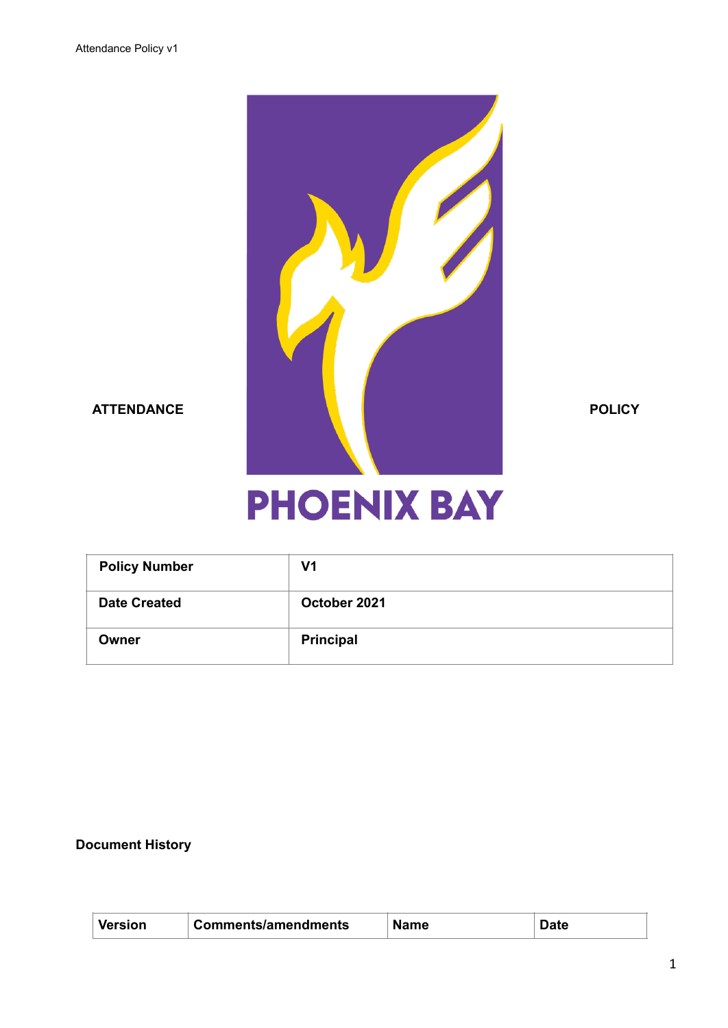**ATTENDANCE POLICY**

**PHOENIX BAY**

| **Policy Number** | **V1** |
|---|---|
| **Date Created** | **October 2021** |
| **Owner** | **Principal** |

**Document History**

| **Version** | **Comments/amendments** | **Name** | **Date** |
|---|---|---|---|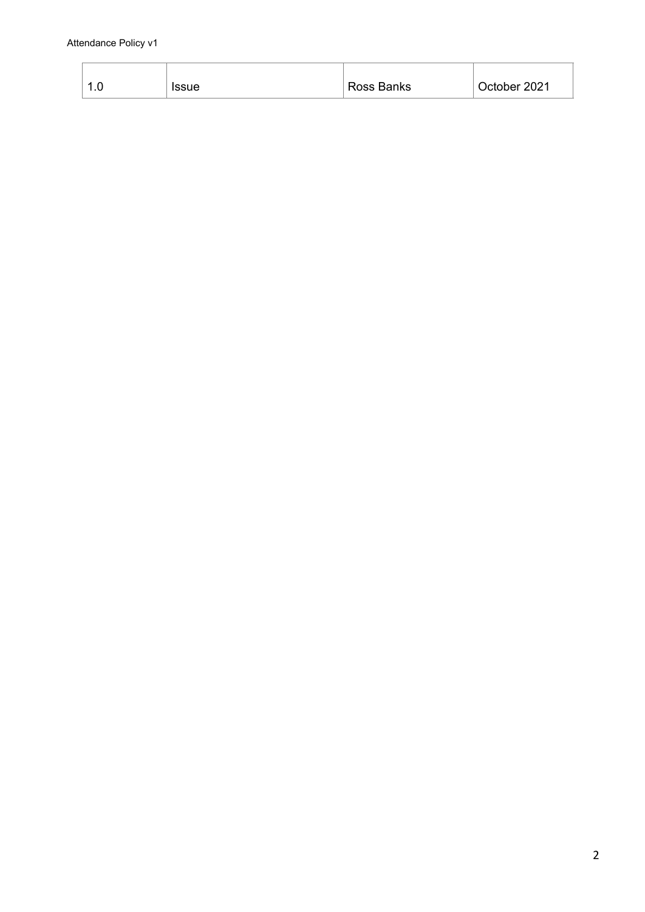| 1.0 | Issue | Ross Banks | October 2021 |
|---|---|---|---|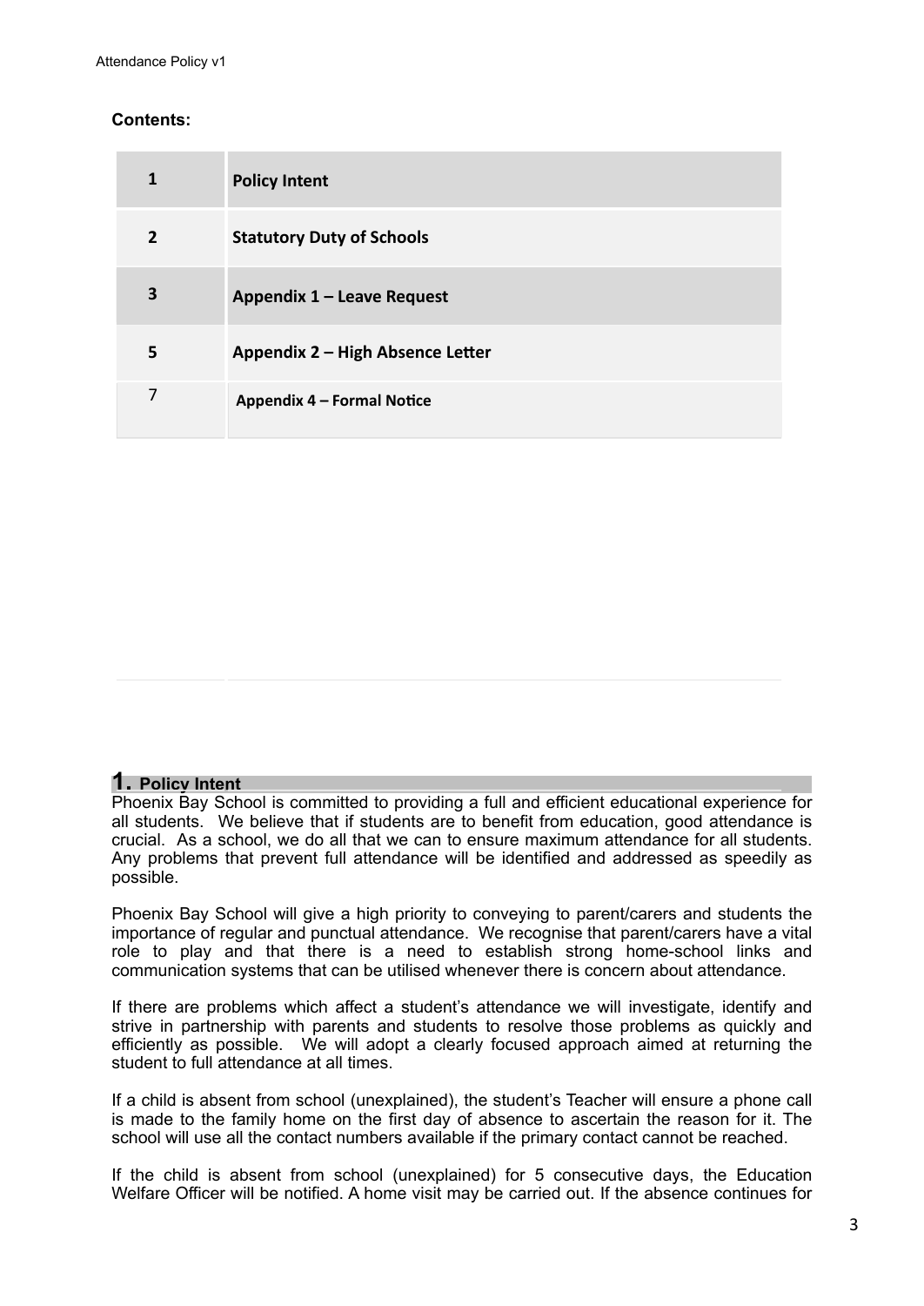**Contents:**

| | |
|---|---|
| 1 | **Policy Intent** |
| 2 | **Statutory Duty of Schools** |
| 3 | **Appendix 1 – Leave Request** |
| 5 | **Appendix 2 – High Absence Letter** |
| 7 | **Appendix 4 – Formal Notice** |

## 1. Policy Intent

Phoenix Bay School is committed to providing a full and efficient educational experience for all students. We believe that if students are to benefit from education, good attendance is crucial. As a school, we do all that we can to ensure maximum attendance for all students. Any problems that prevent full attendance will be identified and addressed as speedily as possible.

Phoenix Bay School will give a high priority to conveying to parent/carers and students the importance of regular and punctual attendance. We recognise that parent/carers have a vital role to play and that there is a need to establish strong home-school links and communication systems that can be utilised whenever there is concern about attendance.

If there are problems which affect a student's attendance we will investigate, identify and strive in partnership with parents and students to resolve those problems as quickly and efficiently as possible. We will adopt a clearly focused approach aimed at returning the student to full attendance at all times.

If a child is absent from school (unexplained), the student's Teacher will ensure a phone call is made to the family home on the first day of absence to ascertain the reason for it. The school will use all the contact numbers available if the primary contact cannot be reached.

If the child is absent from school (unexplained) for 5 consecutive days, the Education Welfare Officer will be notified. A home visit may be carried out. If the absence continues for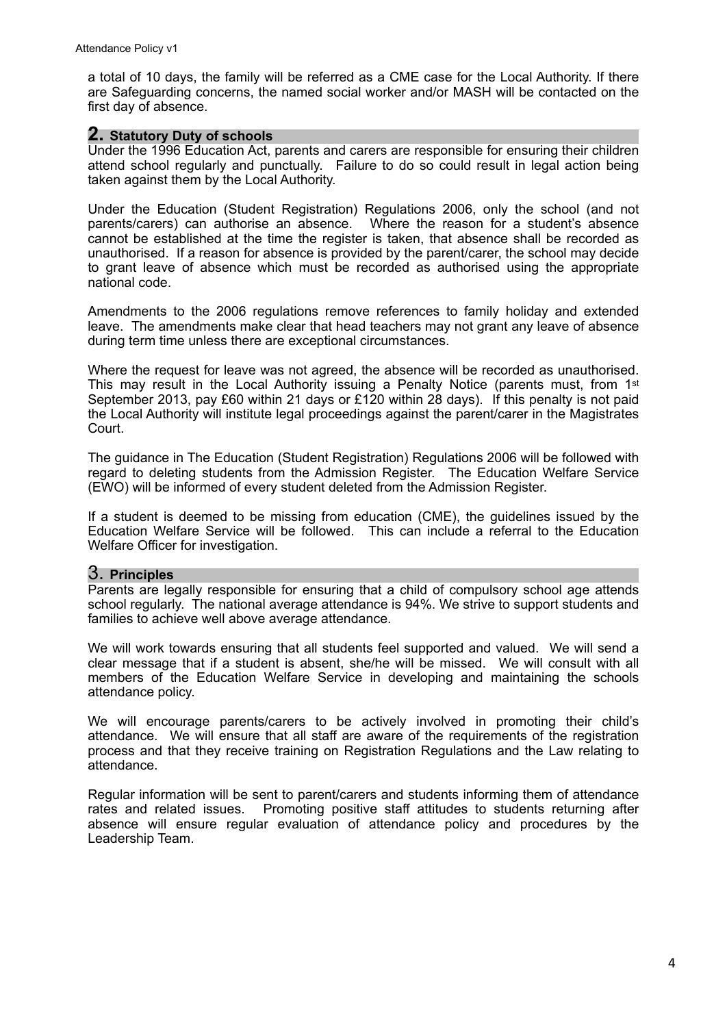a total of 10 days, the family will be referred as a CME case for the Local Authority. If there are Safeguarding concerns, the named social worker and/or MASH will be contacted on the first day of absence.

## 2. Statutory Duty of schools

Under the 1996 Education Act, parents and carers are responsible for ensuring their children attend school regularly and punctually. Failure to do so could result in legal action being taken against them by the Local Authority.

Under the Education (Student Registration) Regulations 2006, only the school (and not parents/carers) can authorise an absence. Where the reason for a student's absence cannot be established at the time the register is taken, that absence shall be recorded as unauthorised. If a reason for absence is provided by the parent/carer, the school may decide to grant leave of absence which must be recorded as authorised using the appropriate national code.

Amendments to the 2006 regulations remove references to family holiday and extended leave. The amendments make clear that head teachers may not grant any leave of absence during term time unless there are exceptional circumstances.

Where the request for leave was not agreed, the absence will be recorded as unauthorised. This may result in the Local Authority issuing a Penalty Notice (parents must, from 1st September 2013, pay £60 within 21 days or £120 within 28 days). If this penalty is not paid the Local Authority will institute legal proceedings against the parent/carer in the Magistrates Court.

The guidance in The Education (Student Registration) Regulations 2006 will be followed with regard to deleting students from the Admission Register. The Education Welfare Service (EWO) will be informed of every student deleted from the Admission Register.

If a student is deemed to be missing from education (CME), the guidelines issued by the Education Welfare Service will be followed. This can include a referral to the Education Welfare Officer for investigation.

## 3. Principles

Parents are legally responsible for ensuring that a child of compulsory school age attends school regularly. The national average attendance is 94%. We strive to support students and families to achieve well above average attendance.

We will work towards ensuring that all students feel supported and valued. We will send a clear message that if a student is absent, she/he will be missed. We will consult with all members of the Education Welfare Service in developing and maintaining the schools attendance policy.

We will encourage parents/carers to be actively involved in promoting their child's attendance. We will ensure that all staff are aware of the requirements of the registration process and that they receive training on Registration Regulations and the Law relating to attendance.

Regular information will be sent to parent/carers and students informing them of attendance rates and related issues. Promoting positive staff attitudes to students returning after absence will ensure regular evaluation of attendance policy and procedures by the Leadership Team.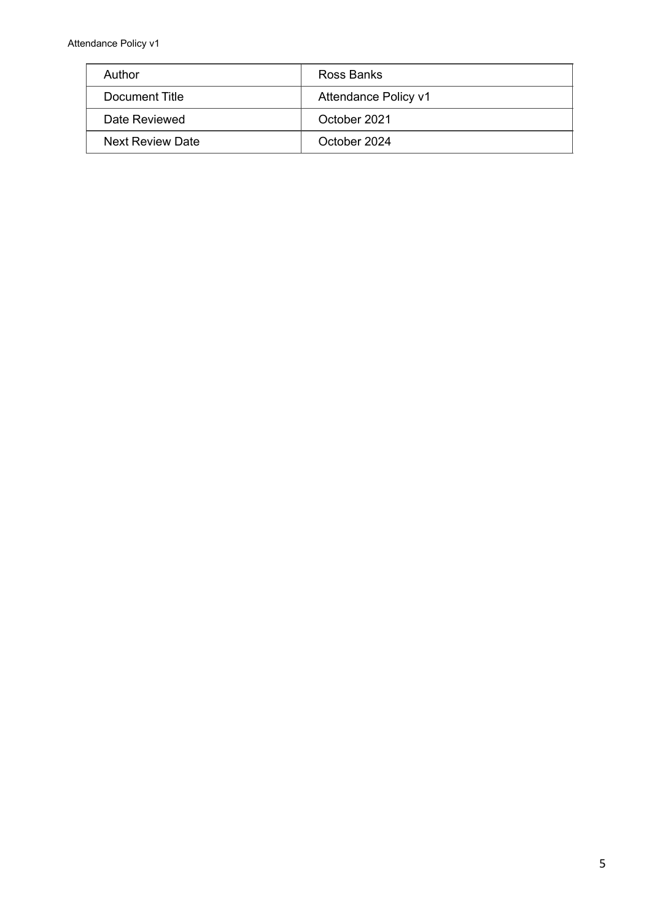| Author | Ross Banks |
| --- | --- |
| Document Title | Attendance Policy v1 |
| Date Reviewed | October 2021 |
| Next Review Date | October 2024 |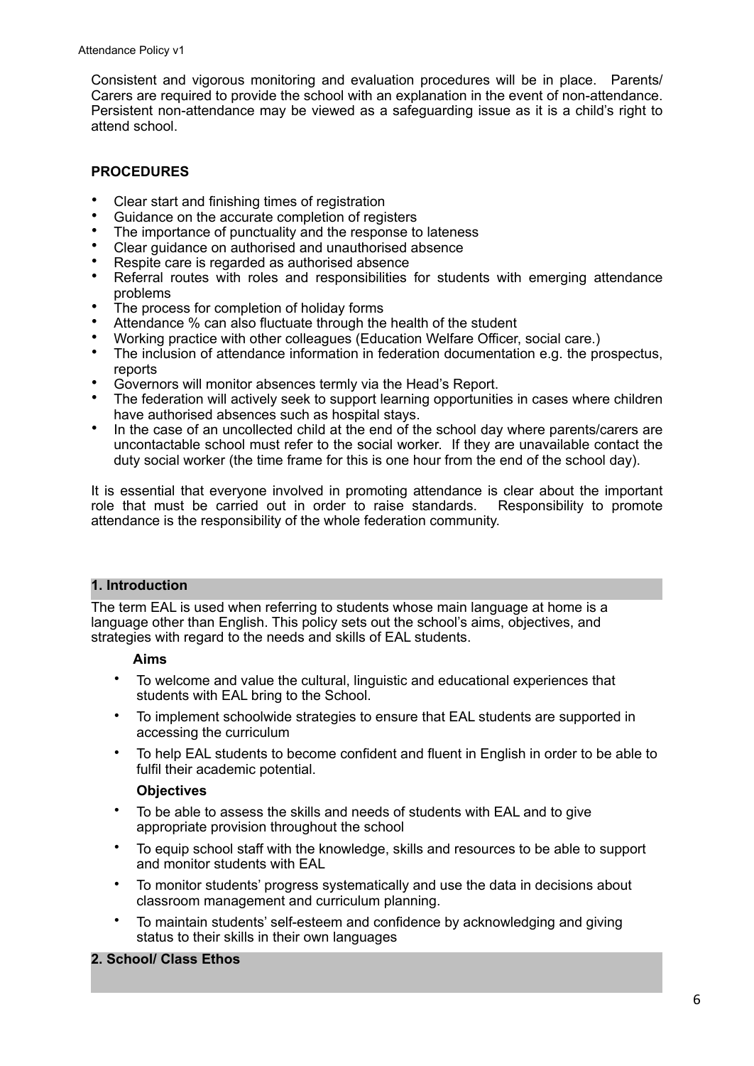Consistent and vigorous monitoring and evaluation procedures will be in place. Parents/ Carers are required to provide the school with an explanation in the event of non-attendance. Persistent non-attendance may be viewed as a safeguarding issue as it is a child's right to attend school.

**PROCEDURES**

- Clear start and finishing times of registration
- Guidance on the accurate completion of registers
- The importance of punctuality and the response to lateness
- Clear guidance on authorised and unauthorised absence
- Respite care is regarded as authorised absence
- Referral routes with roles and responsibilities for students with emerging attendance problems
- The process for completion of holiday forms
- Attendance % can also fluctuate through the health of the student
- Working practice with other colleagues (Education Welfare Officer, social care.)
- The inclusion of attendance information in federation documentation e.g. the prospectus, reports
- Governors will monitor absences termly via the Head's Report.
- The federation will actively seek to support learning opportunities in cases where children have authorised absences such as hospital stays.
- In the case of an uncollected child at the end of the school day where parents/carers are uncontactable school must refer to the social worker. If they are unavailable contact the duty social worker (the time frame for this is one hour from the end of the school day).

It is essential that everyone involved in promoting attendance is clear about the important role that must be carried out in order to raise standards. Responsibility to promote attendance is the responsibility of the whole federation community.

## 1. Introduction

The term EAL is used when referring to students whose main language at home is a language other than English. This policy sets out the school's aims, objectives, and strategies with regard to the needs and skills of EAL students.

**Aims**

- To welcome and value the cultural, linguistic and educational experiences that students with EAL bring to the School.
- To implement schoolwide strategies to ensure that EAL students are supported in accessing the curriculum
- To help EAL students to become confident and fluent in English in order to be able to fulfil their academic potential.

**Objectives**

- To be able to assess the skills and needs of students with EAL and to give appropriate provision throughout the school
- To equip school staff with the knowledge, skills and resources to be able to support and monitor students with EAL
- To monitor students' progress systematically and use the data in decisions about classroom management and curriculum planning.
- To maintain students' self-esteem and confidence by acknowledging and giving status to their skills in their own languages

## 2. School/ Class Ethos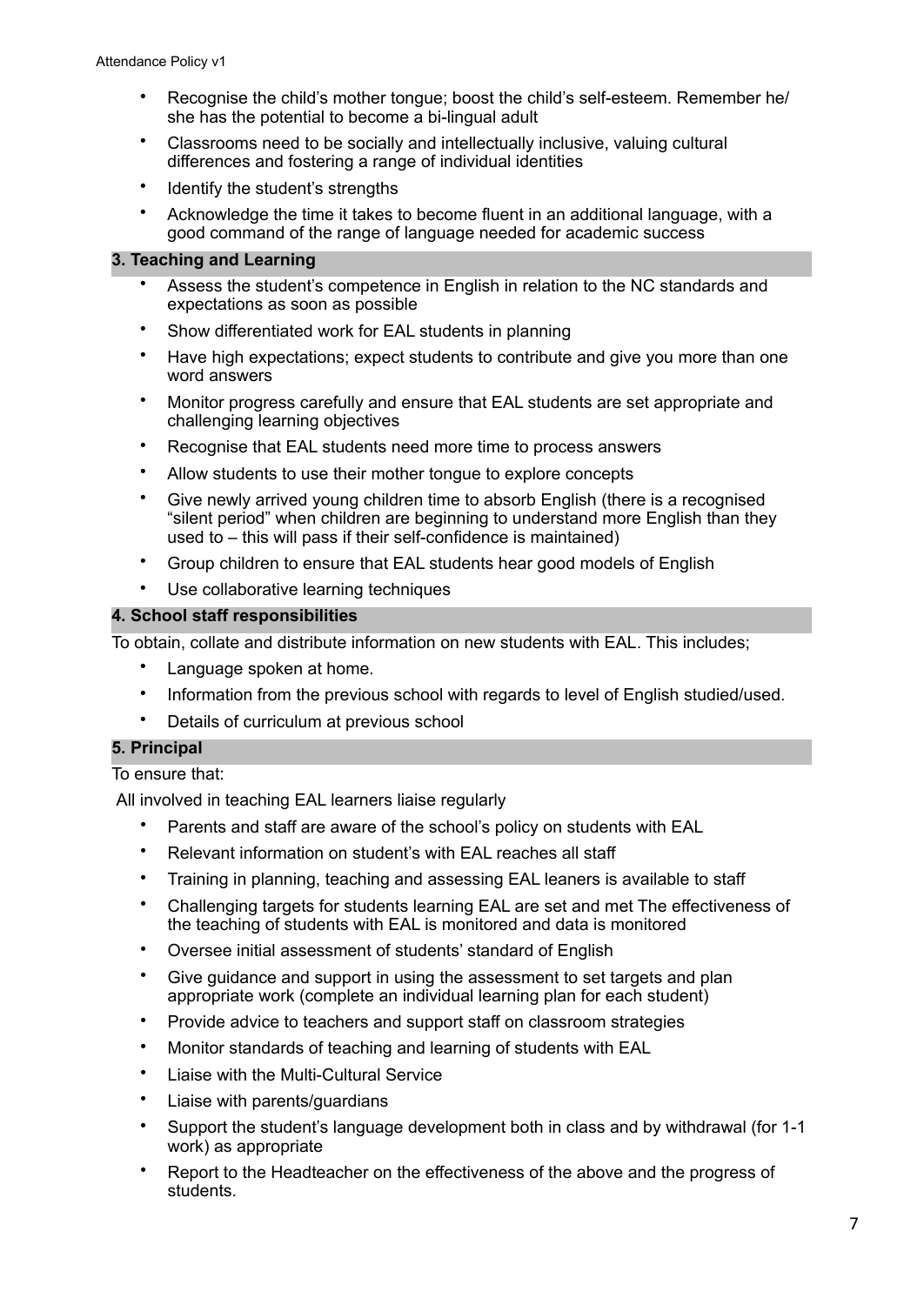- Recognise the child's mother tongue; boost the child's self-esteem. Remember he/ she has the potential to become a bi-lingual adult
- Classrooms need to be socially and intellectually inclusive, valuing cultural differences and fostering a range of individual identities
- Identify the student's strengths
- Acknowledge the time it takes to become fluent in an additional language, with a good command of the range of language needed for academic success

## 3. Teaching and Learning

- Assess the student's competence in English in relation to the NC standards and expectations as soon as possible
- Show differentiated work for EAL students in planning
- Have high expectations; expect students to contribute and give you more than one word answers
- Monitor progress carefully and ensure that EAL students are set appropriate and challenging learning objectives
- Recognise that EAL students need more time to process answers
- Allow students to use their mother tongue to explore concepts
- Give newly arrived young children time to absorb English (there is a recognised "silent period" when children are beginning to understand more English than they used to – this will pass if their self-confidence is maintained)
- Group children to ensure that EAL students hear good models of English
- Use collaborative learning techniques

## 4. School staff responsibilities

To obtain, collate and distribute information on new students with EAL. This includes;

- Language spoken at home.
- Information from the previous school with regards to level of English studied/used.
- Details of curriculum at previous school

## 5. Principal

To ensure that:

All involved in teaching EAL learners liaise regularly

- Parents and staff are aware of the school's policy on students with EAL
- Relevant information on student's with EAL reaches all staff
- Training in planning, teaching and assessing EAL leaners is available to staff
- Challenging targets for students learning EAL are set and met The effectiveness of the teaching of students with EAL is monitored and data is monitored
- Oversee initial assessment of students' standard of English
- Give guidance and support in using the assessment to set targets and plan appropriate work (complete an individual learning plan for each student)
- Provide advice to teachers and support staff on classroom strategies
- Monitor standards of teaching and learning of students with EAL
- Liaise with the Multi-Cultural Service
- Liaise with parents/guardians
- Support the student's language development both in class and by withdrawal (for 1-1 work) as appropriate
- Report to the Headteacher on the effectiveness of the above and the progress of students.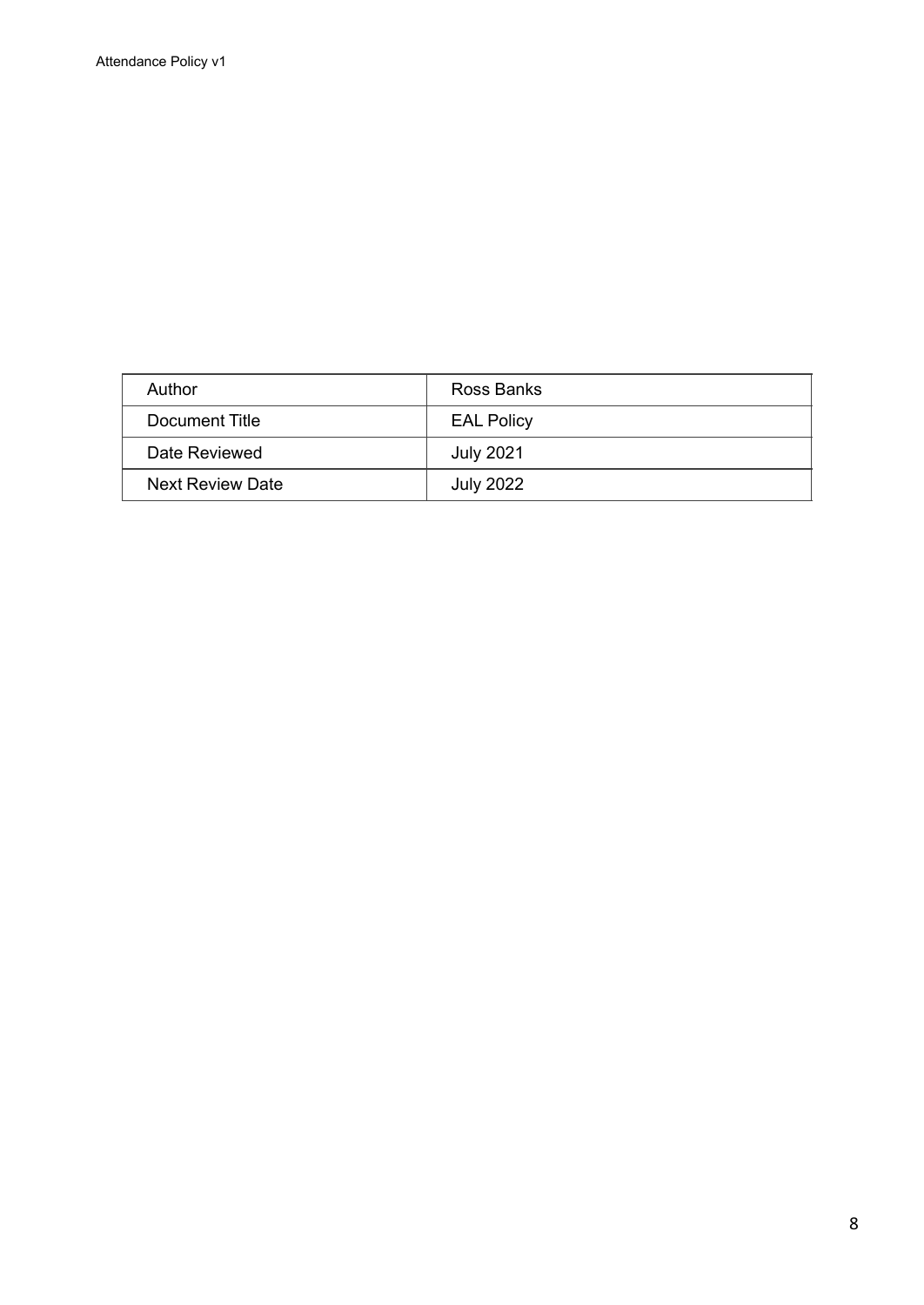| | |
|---|---|
| Author | Ross Banks |
| Document Title | EAL Policy |
| Date Reviewed | July 2021 |
| Next Review Date | July 2022 |